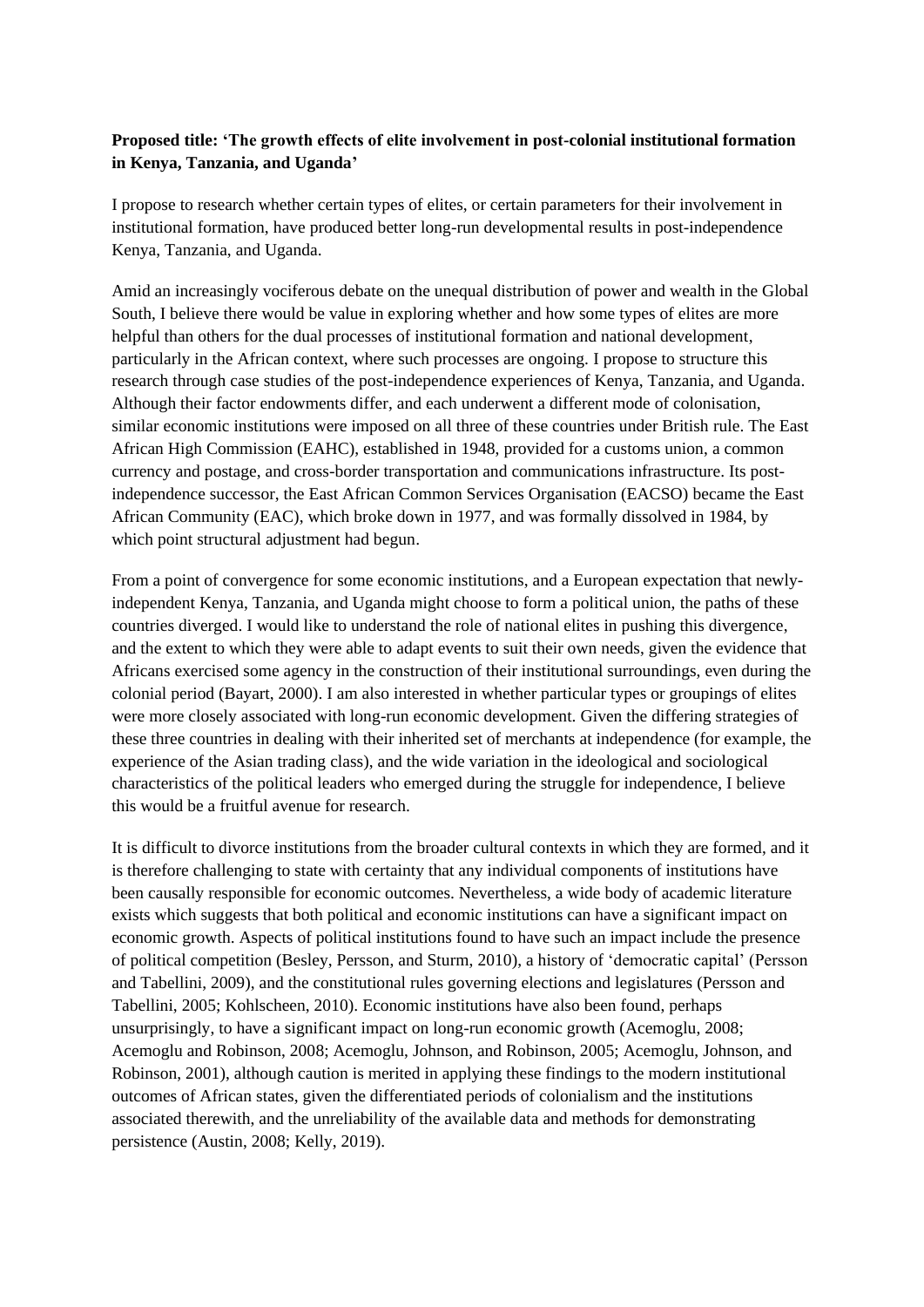**Proposed title: 'The growth effects of elite involvement in post-colonial institutional formation in Kenya, Tanzania, and Uganda'**

I propose to research whether certain types of elites, or certain parameters for their involvement in institutional formation, have produced better long-run developmental results in post-independence Kenya, Tanzania, and Uganda.

Amid an increasingly vociferous debate on the unequal distribution of power and wealth in the Global South, I believe there would be value in exploring whether and how some types of elites are more helpful than others for the dual processes of institutional formation and national development, particularly in the African context, where such processes are ongoing. I propose to structure this research through case studies of the post-independence experiences of Kenya, Tanzania, and Uganda. Although their factor endowments differ, and each underwent a different mode of colonisation, similar economic institutions were imposed on all three of these countries under British rule. The East African High Commission (EAHC), established in 1948, provided for a customs union, a common currency and postage, and cross-border transportation and communications infrastructure. Its post-independence successor, the East African Common Services Organisation (EACSO) became the East African Community (EAC), which broke down in 1977, and was formally dissolved in 1984, by which point structural adjustment had begun.

From a point of convergence for some economic institutions, and a European expectation that newly-independent Kenya, Tanzania, and Uganda might choose to form a political union, the paths of these countries diverged. I would like to understand the role of national elites in pushing this divergence, and the extent to which they were able to adapt events to suit their own needs, given the evidence that Africans exercised some agency in the construction of their institutional surroundings, even during the colonial period (Bayart, 2000). I am also interested in whether particular types or groupings of elites were more closely associated with long-run economic development. Given the differing strategies of these three countries in dealing with their inherited set of merchants at independence (for example, the experience of the Asian trading class), and the wide variation in the ideological and sociological characteristics of the political leaders who emerged during the struggle for independence, I believe this would be a fruitful avenue for research.

It is difficult to divorce institutions from the broader cultural contexts in which they are formed, and it is therefore challenging to state with certainty that any individual components of institutions have been causally responsible for economic outcomes. Nevertheless, a wide body of academic literature exists which suggests that both political and economic institutions can have a significant impact on economic growth. Aspects of political institutions found to have such an impact include the presence of political competition (Besley, Persson, and Sturm, 2010), a history of 'democratic capital' (Persson and Tabellini, 2009), and the constitutional rules governing elections and legislatures (Persson and Tabellini, 2005; Kohlscheen, 2010). Economic institutions have also been found, perhaps unsurprisingly, to have a significant impact on long-run economic growth (Acemoglu, 2008; Acemoglu and Robinson, 2008; Acemoglu, Johnson, and Robinson, 2005; Acemoglu, Johnson, and Robinson, 2001), although caution is merited in applying these findings to the modern institutional outcomes of African states, given the differentiated periods of colonialism and the institutions associated therewith, and the unreliability of the available data and methods for demonstrating persistence (Austin, 2008; Kelly, 2019).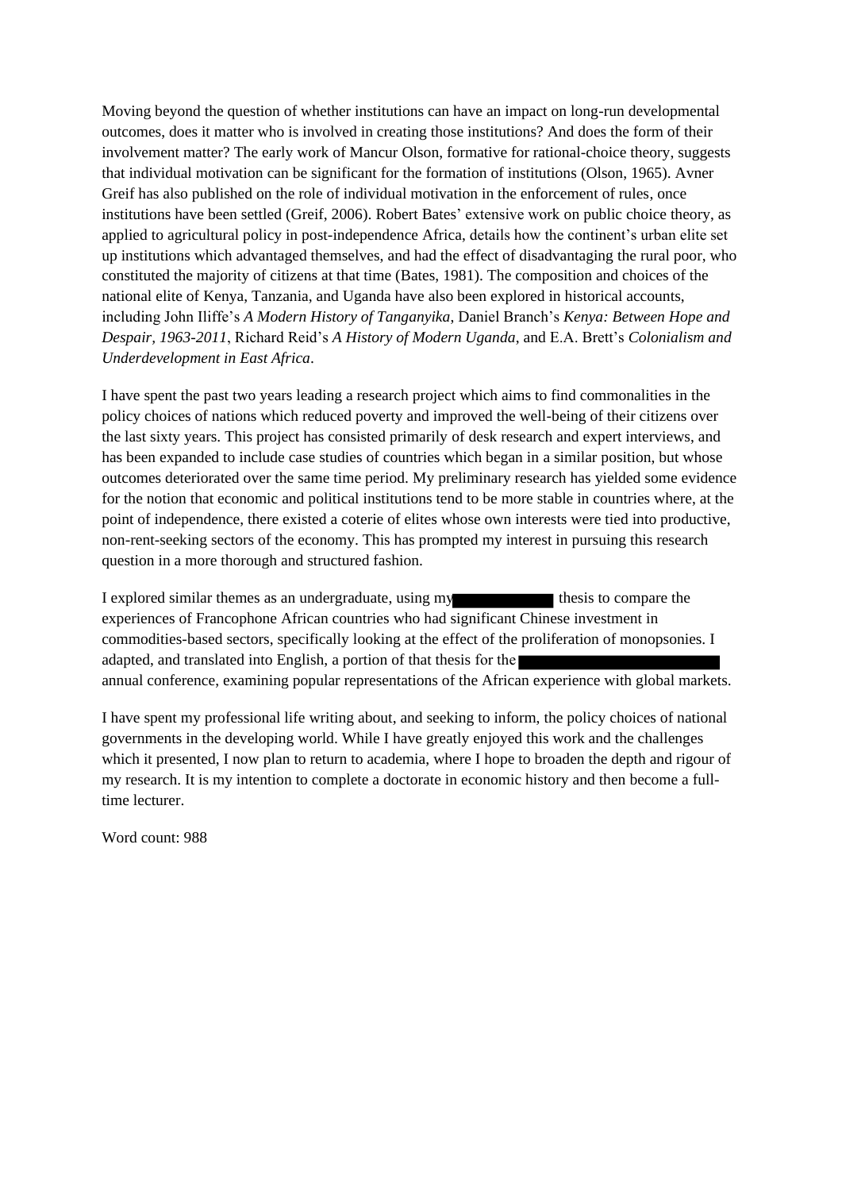Moving beyond the question of whether institutions can have an impact on long-run developmental outcomes, does it matter who is involved in creating those institutions? And does the form of their involvement matter? The early work of Mancur Olson, formative for rational-choice theory, suggests that individual motivation can be significant for the formation of institutions (Olson, 1965). Avner Greif has also published on the role of individual motivation in the enforcement of rules, once institutions have been settled (Greif, 2006). Robert Bates' extensive work on public choice theory, as applied to agricultural policy in post-independence Africa, details how the continent's urban elite set up institutions which advantaged themselves, and had the effect of disadvantaging the rural poor, who constituted the majority of citizens at that time (Bates, 1981). The composition and choices of the national elite of Kenya, Tanzania, and Uganda have also been explored in historical accounts, including John Iliffe's *A Modern History of Tanganyika*, Daniel Branch's *Kenya: Between Hope and Despair, 1963-2011*, Richard Reid's *A History of Modern Uganda*, and E.A. Brett's *Colonialism and Underdevelopment in East Africa*.

I have spent the past two years leading a research project which aims to find commonalities in the policy choices of nations which reduced poverty and improved the well-being of their citizens over the last sixty years. This project has consisted primarily of desk research and expert interviews, and has been expanded to include case studies of countries which began in a similar position, but whose outcomes deteriorated over the same time period. My preliminary research has yielded some evidence for the notion that economic and political institutions tend to be more stable in countries where, at the point of independence, there existed a coterie of elites whose own interests were tied into productive, non-rent-seeking sectors of the economy. This has prompted my interest in pursuing this research question in a more thorough and structured fashion.

I explored similar themes as an undergraduate, using my [REDACTED] thesis to compare the experiences of Francophone African countries who had significant Chinese investment in commodities-based sectors, specifically looking at the effect of the proliferation of monopsonies. I adapted, and translated into English, a portion of that thesis for the [REDACTED] annual conference, examining popular representations of the African experience with global markets.

I have spent my professional life writing about, and seeking to inform, the policy choices of national governments in the developing world. While I have greatly enjoyed this work and the challenges which it presented, I now plan to return to academia, where I hope to broaden the depth and rigour of my research. It is my intention to complete a doctorate in economic history and then become a full-time lecturer.

Word count: 988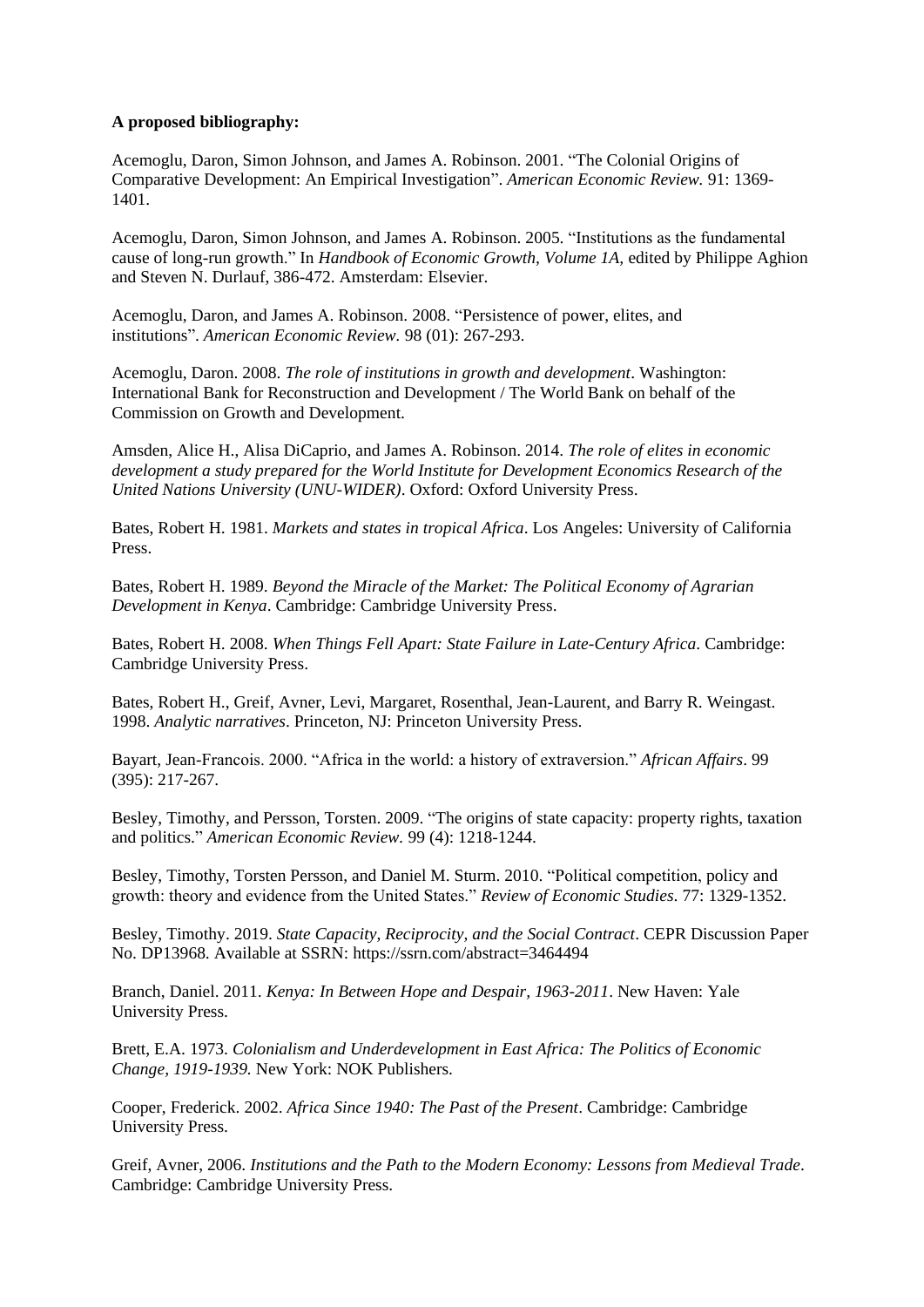**A proposed bibliography:**

Acemoglu, Daron, Simon Johnson, and James A. Robinson. 2001. “The Colonial Origins of Comparative Development: An Empirical Investigation”. *American Economic Review.* 91: 1369-1401.

Acemoglu, Daron, Simon Johnson, and James A. Robinson. 2005. “Institutions as the fundamental cause of long-run growth.” In *Handbook of Economic Growth, Volume 1A*, edited by Philippe Aghion and Steven N. Durlauf, 386-472. Amsterdam: Elsevier.

Acemoglu, Daron, and James A. Robinson. 2008. “Persistence of power, elites, and institutions”. *American Economic Review*. 98 (01): 267-293.

Acemoglu, Daron. 2008. *The role of institutions in growth and development*. Washington: International Bank for Reconstruction and Development / The World Bank on behalf of the Commission on Growth and Development.

Amsden, Alice H., Alisa DiCaprio, and James A. Robinson. 2014. *The role of elites in economic development a study prepared for the World Institute for Development Economics Research of the United Nations University (UNU-WIDER)*. Oxford: Oxford University Press.

Bates, Robert H. 1981. *Markets and states in tropical Africa*. Los Angeles: University of California Press.

Bates, Robert H. 1989. *Beyond the Miracle of the Market: The Political Economy of Agrarian Development in Kenya*. Cambridge: Cambridge University Press.

Bates, Robert H. 2008. *When Things Fell Apart: State Failure in Late-Century Africa*. Cambridge: Cambridge University Press.

Bates, Robert H., Greif, Avner, Levi, Margaret, Rosenthal, Jean-Laurent, and Barry R. Weingast. 1998. *Analytic narratives*. Princeton, NJ: Princeton University Press.

Bayart, Jean-Francois. 2000. “Africa in the world: a history of extraversion.” *African Affairs*. 99 (395): 217-267.

Besley, Timothy, and Persson, Torsten. 2009. “The origins of state capacity: property rights, taxation and politics.” *American Economic Review.* 99 (4): 1218-1244.

Besley, Timothy, Torsten Persson, and Daniel M. Sturm. 2010. “Political competition, policy and growth: theory and evidence from the United States.” *Review of Economic Studies.* 77: 1329-1352.

Besley, Timothy. 2019. *State Capacity, Reciprocity, and the Social Contract*. CEPR Discussion Paper No. DP13968. Available at SSRN: https://ssrn.com/abstract=3464494

Branch, Daniel. 2011. *Kenya: In Between Hope and Despair, 1963-2011*. New Haven: Yale University Press.

Brett, E.A. 1973. *Colonialism and Underdevelopment in East Africa: The Politics of Economic Change, 1919-1939.* New York: NOK Publishers.

Cooper, Frederick. 2002. *Africa Since 1940: The Past of the Present*. Cambridge: Cambridge University Press.

Greif, Avner, 2006. *Institutions and the Path to the Modern Economy: Lessons from Medieval Trade*. Cambridge: Cambridge University Press.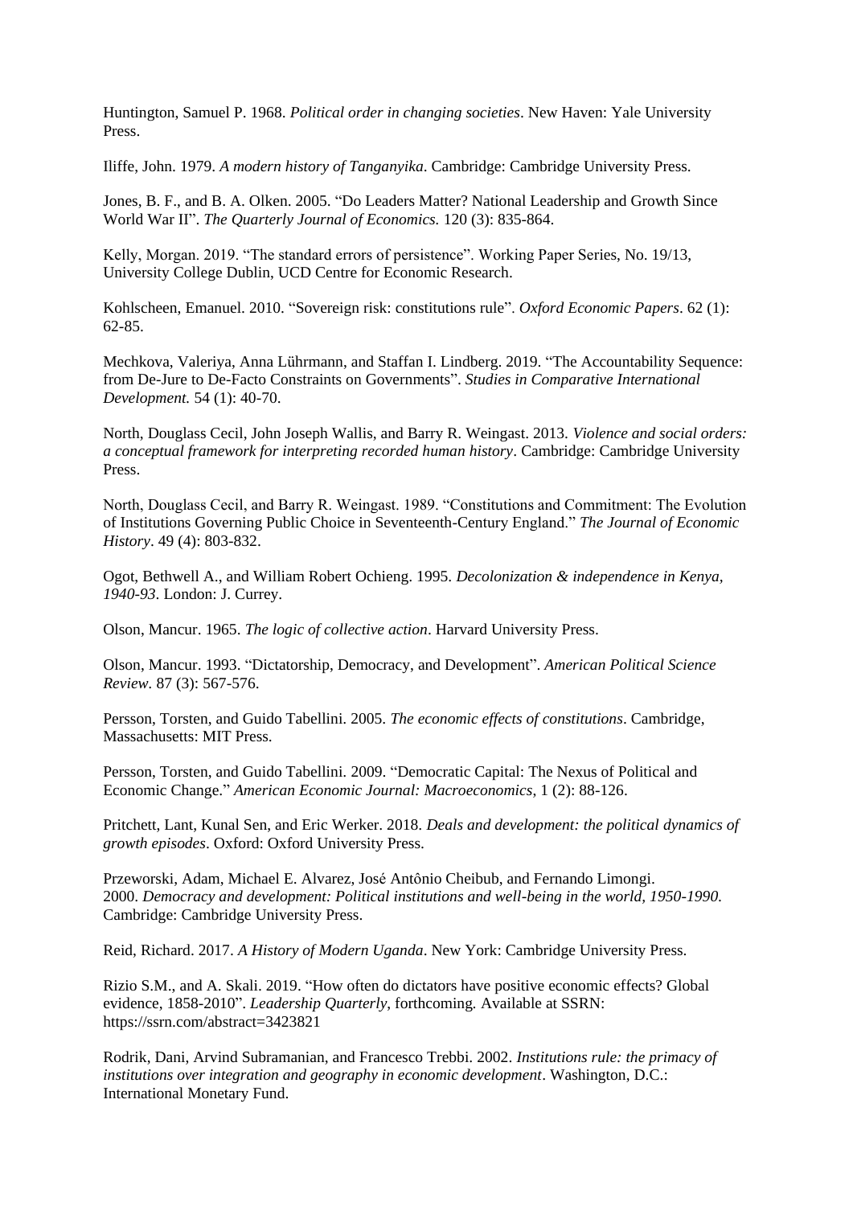Huntington, Samuel P. 1968. *Political order in changing societies*. New Haven: Yale University Press.

Iliffe, John. 1979. *A modern history of Tanganyika*. Cambridge: Cambridge University Press.

Jones, B. F., and B. A. Olken. 2005. "Do Leaders Matter? National Leadership and Growth Since World War II". *The Quarterly Journal of Economics.* 120 (3): 835-864.

Kelly, Morgan. 2019. "The standard errors of persistence". Working Paper Series, No. 19/13, University College Dublin, UCD Centre for Economic Research.

Kohlscheen, Emanuel. 2010. "Sovereign risk: constitutions rule". *Oxford Economic Papers*. 62 (1): 62-85.

Mechkova, Valeriya, Anna Lührmann, and Staffan I. Lindberg. 2019. "The Accountability Sequence: from De-Jure to De-Facto Constraints on Governments". *Studies in Comparative International Development.* 54 (1): 40-70.

North, Douglass Cecil, John Joseph Wallis, and Barry R. Weingast. 2013. *Violence and social orders: a conceptual framework for interpreting recorded human history*. Cambridge: Cambridge University Press.

North, Douglass Cecil, and Barry R. Weingast. 1989. "Constitutions and Commitment: The Evolution of Institutions Governing Public Choice in Seventeenth-Century England." *The Journal of Economic History*. 49 (4): 803-832.

Ogot, Bethwell A., and William Robert Ochieng. 1995. *Decolonization & independence in Kenya, 1940-93*. London: J. Currey.

Olson, Mancur. 1965. *The logic of collective action*. Harvard University Press.

Olson, Mancur. 1993. "Dictatorship, Democracy, and Development". *American Political Science Review*. 87 (3): 567-576.

Persson, Torsten, and Guido Tabellini. 2005. *The economic effects of constitutions*. Cambridge, Massachusetts: MIT Press.

Persson, Torsten, and Guido Tabellini. 2009. "Democratic Capital: The Nexus of Political and Economic Change." *American Economic Journal: Macroeconomics*, 1 (2): 88-126.

Pritchett, Lant, Kunal Sen, and Eric Werker. 2018. *Deals and development: the political dynamics of growth episodes*. Oxford: Oxford University Press.

Przeworski, Adam, Michael E. Alvarez, José Antônio Cheibub, and Fernando Limongi. 2000. *Democracy and development: Political institutions and well-being in the world, 1950-1990.* Cambridge: Cambridge University Press.

Reid, Richard. 2017. *A History of Modern Uganda*. New York: Cambridge University Press.

Rizio S.M., and A. Skali. 2019. "How often do dictators have positive economic effects? Global evidence, 1858-2010". *Leadership Quarterly*, forthcoming. Available at SSRN: https://ssrn.com/abstract=3423821

Rodrik, Dani, Arvind Subramanian, and Francesco Trebbi. 2002. *Institutions rule: the primacy of institutions over integration and geography in economic development*. Washington, D.C.: International Monetary Fund.